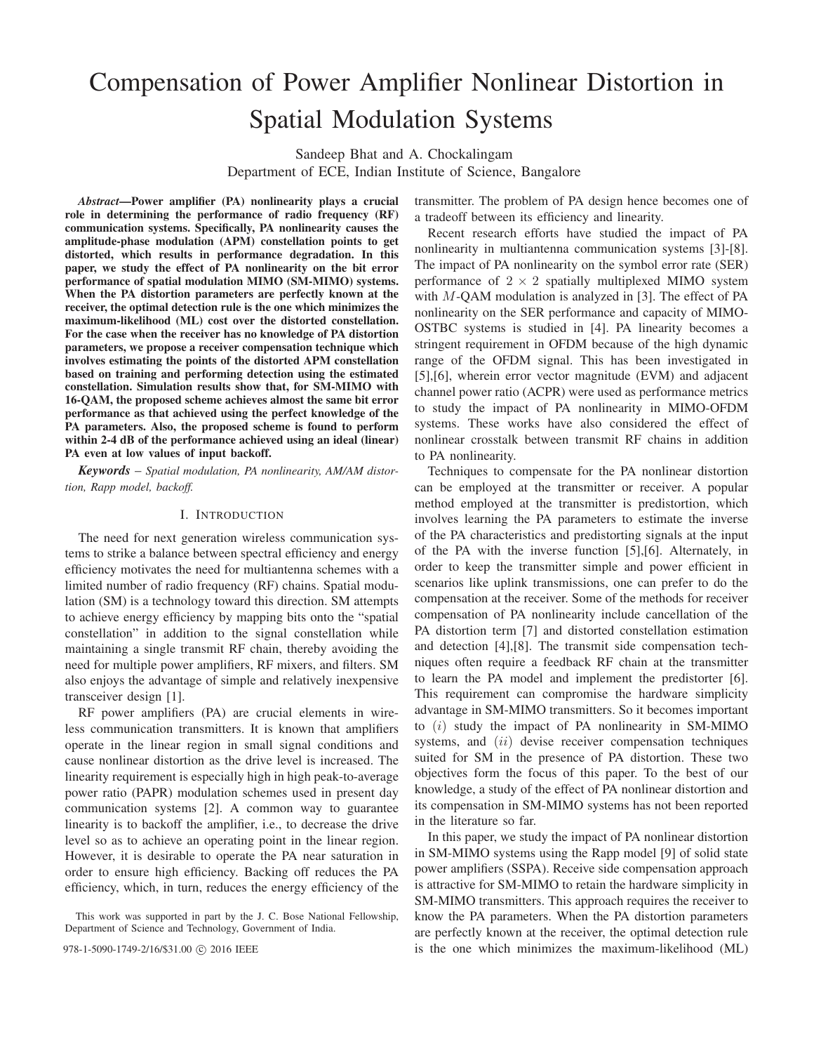# Compensation of Power Amplifier Nonlinear Distortion in Spatial Modulation Systems

Sandeep Bhat and A. Chockalingam
Department of ECE, Indian Institute of Science, Bangalore

***Abstract*—Power amplifier (PA) nonlinearity plays a crucial role in determining the performance of radio frequency (RF) communication systems. Specifically, PA nonlinearity causes the amplitude-phase modulation (APM) constellation points to get distorted, which results in performance degradation. In this paper, we study the effect of PA nonlinearity on the bit error performance of spatial modulation MIMO (SM-MIMO) systems. When the PA distortion parameters are perfectly known at the receiver, the optimal detection rule is the one which minimizes the maximum-likelihood (ML) cost over the distorted constellation. For the case when the receiver has no knowledge of PA distortion parameters, we propose a receiver compensation technique which involves estimating the points of the distorted APM constellation based on training and performing detection using the estimated constellation. Simulation results show that, for SM-MIMO with 16-QAM, the proposed scheme achieves almost the same bit error performance as that achieved using the perfect knowledge of the PA parameters. Also, the proposed scheme is found to perform within 2-4 dB of the performance achieved using an ideal (linear) PA even at low values of input backoff.**

***Keywords*** – *Spatial modulation, PA nonlinearity, AM/AM distortion, Rapp model, backoff.*

## I. Introduction

The need for next generation wireless communication systems to strike a balance between spectral efficiency and energy efficiency motivates the need for multiantenna schemes with a limited number of radio frequency (RF) chains. Spatial modulation (SM) is a technology toward this direction. SM attempts to achieve energy efficiency by mapping bits onto the "spatial constellation" in addition to the signal constellation while maintaining a single transmit RF chain, thereby avoiding the need for multiple power amplifiers, RF mixers, and filters. SM also enjoys the advantage of simple and relatively inexpensive transceiver design [1].

RF power amplifiers (PA) are crucial elements in wireless communication transmitters. It is known that amplifiers operate in the linear region in small signal conditions and cause nonlinear distortion as the drive level is increased. The linearity requirement is especially high in high peak-to-average power ratio (PAPR) modulation schemes used in present day communication systems [2]. A common way to guarantee linearity is to backoff the amplifier, i.e., to decrease the drive level so as to achieve an operating point in the linear region. However, it is desirable to operate the PA near saturation in order to ensure high efficiency. Backing off reduces the PA efficiency, which, in turn, reduces the energy efficiency of the transmitter. The problem of PA design hence becomes one of a tradeoff between its efficiency and linearity.

This work was supported in part by the J. C. Bose National Fellowship, Department of Science and Technology, Government of India.

978-1-5090-1749-2/16/$31.00 © 2016 IEEE

Recent research efforts have studied the impact of PA nonlinearity in multiantenna communication systems [3]-[8]. The impact of PA nonlinearity on the symbol error rate (SER) performance of $2 \times 2$ spatially multiplexed MIMO system with $M$-QAM modulation is analyzed in [3]. The effect of PA nonlinearity on the SER performance and capacity of MIMO-OSTBC systems is studied in [4]. PA linearity becomes a stringent requirement in OFDM because of the high dynamic range of the OFDM signal. This has been investigated in [5],[6], wherein error vector magnitude (EVM) and adjacent channel power ratio (ACPR) were used as performance metrics to study the impact of PA nonlinearity in MIMO-OFDM systems. These works have also considered the effect of nonlinear crosstalk between transmit RF chains in addition to PA nonlinearity.

Techniques to compensate for the PA nonlinear distortion can be employed at the transmitter or receiver. A popular method employed at the transmitter is predistortion, which involves learning the PA parameters to estimate the inverse of the PA characteristics and predistorting signals at the input of the PA with the inverse function [5],[6]. Alternately, in order to keep the transmitter simple and power efficient in scenarios like uplink transmissions, one can prefer to do the compensation at the receiver. Some of the methods for receiver compensation of PA nonlinearity include cancellation of the PA distortion term [7] and distorted constellation estimation and detection [4],[8]. The transmit side compensation techniques often require a feedback RF chain at the transmitter to learn the PA model and implement the predistorter [6]. This requirement can compromise the hardware simplicity advantage in SM-MIMO transmitters. So it becomes important to $(i)$ study the impact of PA nonlinearity in SM-MIMO systems, and $(ii)$ devise receiver compensation techniques suited for SM in the presence of PA distortion. These two objectives form the focus of this paper. To the best of our knowledge, a study of the effect of PA nonlinear distortion and its compensation in SM-MIMO systems has not been reported in the literature so far.

In this paper, we study the impact of PA nonlinear distortion in SM-MIMO systems using the Rapp model [9] of solid state power amplifiers (SSPA). Receive side compensation approach is attractive for SM-MIMO to retain the hardware simplicity in SM-MIMO transmitters. This approach requires the receiver to know the PA parameters. When the PA distortion parameters are perfectly known at the receiver, the optimal detection rule is the one which minimizes the maximum-likelihood (ML)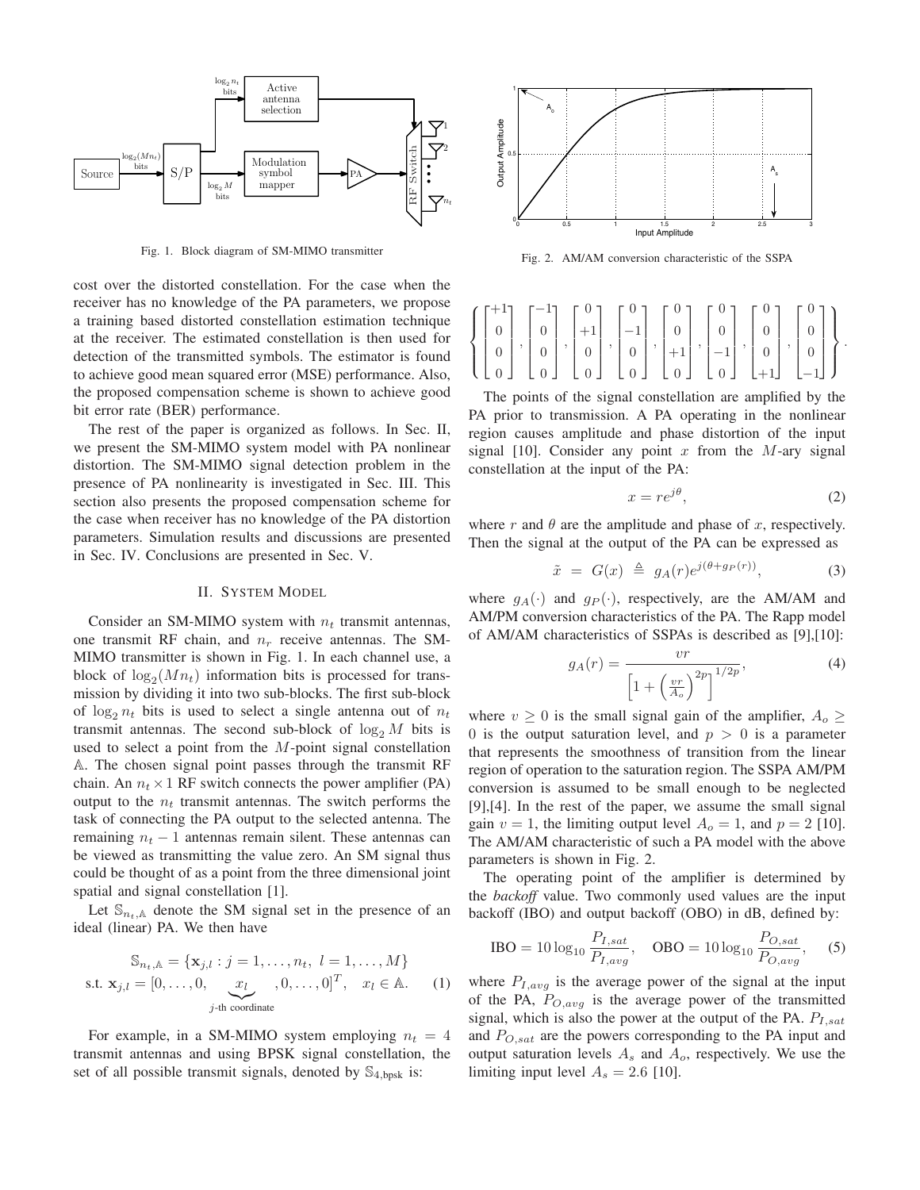Fig. 1. Block diagram of SM-MIMO transmitter

Fig. 2. AM/AM conversion characteristic of the SSPA

cost over the distorted constellation. For the case when the receiver has no knowledge of the PA parameters, we propose a training based distorted constellation estimation technique at the receiver. The estimated constellation is then used for detection of the transmitted symbols. The estimator is found to achieve good mean squared error (MSE) performance. Also, the proposed compensation scheme is shown to achieve good bit error rate (BER) performance.

The rest of the paper is organized as follows. In Sec. II, we present the SM-MIMO system model with PA nonlinear distortion. The SM-MIMO signal detection problem in the presence of PA nonlinearity is investigated in Sec. III. This section also presents the proposed compensation scheme for the case when receiver has no knowledge of the PA distortion parameters. Simulation results and discussions are presented in Sec. IV. Conclusions are presented in Sec. V.

## II. System Model

Consider an SM-MIMO system with $n_t$ transmit antennas, one transmit RF chain, and $n_r$ receive antennas. The SM-MIMO transmitter is shown in Fig. 1. In each channel use, a block of $\log_2(Mn_t)$ information bits is processed for transmission by dividing it into two sub-blocks. The first sub-block of $\log_2 n_t$ bits is used to select a single antenna out of $n_t$ transmit antennas. The second sub-block of $\log_2 M$ bits is used to select a point from the $M$-point signal constellation $\mathbb{A}$. The chosen signal point passes through the transmit RF chain. An $n_t \times 1$ RF switch connects the power amplifier (PA) output to the $n_t$ transmit antennas. The switch performs the task of connecting the PA output to the selected antenna. The remaining $n_t - 1$ antennas remain silent. These antennas can be viewed as transmitting the value zero. An SM signal thus could be thought of as a point from the three dimensional joint spatial and signal constellation [1].

Let $\mathbb{S}_{n_t,\mathbb{A}}$ denote the SM signal set in the presence of an ideal (linear) PA. We then have

$$\mathbb{S}_{n_t,\mathbb{A}} = \{\mathbf{x}_{j,l} : j = 1,\ldots,n_t,\ l = 1,\ldots,M\}$$
$$\text{s.t. } \mathbf{x}_{j,l} = [0,\ldots,0,\underbrace{x_l}_{j\text{-th coordinate}},0,\ldots,0]^T, \quad x_l \in \mathbb{A}. \tag{1}$$

For example, in a SM-MIMO system employing $n_t = 4$ transmit antennas and using BPSK signal constellation, the set of all possible transmit signals, denoted by $\mathbb{S}_{4,\text{bpsk}}$ is:

$$\left\{ \begin{bmatrix}+1\\0\\0\\0\end{bmatrix}, \begin{bmatrix}-1\\0\\0\\0\end{bmatrix}, \begin{bmatrix}0\\+1\\0\\0\end{bmatrix}, \begin{bmatrix}0\\-1\\0\\0\end{bmatrix}, \begin{bmatrix}0\\0\\+1\\0\end{bmatrix}, \begin{bmatrix}0\\0\\-1\\0\end{bmatrix}, \begin{bmatrix}0\\0\\0\\+1\end{bmatrix}, \begin{bmatrix}0\\0\\0\\-1\end{bmatrix} \right\}.$$

The points of the signal constellation are amplified by the PA prior to transmission. A PA operating in the nonlinear region causes amplitude and phase distortion of the input signal [10]. Consider any point $x$ from the $M$-ary signal constellation at the input of the PA:

$$x = re^{j\theta}, \tag{2}$$

where $r$ and $\theta$ are the amplitude and phase of $x$, respectively. Then the signal at the output of the PA can be expressed as

$$\tilde{x} \;=\; G(x) \;\triangleq\; g_A(r)e^{j(\theta+g_P(r))}, \tag{3}$$

where $g_A(\cdot)$ and $g_P(\cdot)$, respectively, are the AM/AM and AM/PM conversion characteristics of the PA. The Rapp model of AM/AM characteristics of SSPAs is described as [9],[10]:

$$g_A(r) = \frac{vr}{\left[1+\left(\frac{vr}{A_o}\right)^{2p}\right]^{1/2p}}, \tag{4}$$

where $v \geq 0$ is the small signal gain of the amplifier, $A_o \geq 0$ is the output saturation level, and $p > 0$ is a parameter that represents the smoothness of transition from the linear region of operation to the saturation region. The SSPA AM/PM conversion is assumed to be small enough to be neglected [9],[4]. In the rest of the paper, we assume the small signal gain $v = 1$, the limiting output level $A_o = 1$, and $p = 2$ [10]. The AM/AM characteristic of such a PA model with the above parameters is shown in Fig. 2.

The operating point of the amplifier is determined by the *backoff* value. Two commonly used values are the input backoff (IBO) and output backoff (OBO) in dB, defined by:

$$\text{IBO} = 10\log_{10}\frac{P_{I,sat}}{P_{I,avg}}, \quad \text{OBO} = 10\log_{10}\frac{P_{O,sat}}{P_{O,avg}}, \tag{5}$$

where $P_{I,avg}$ is the average power of the signal at the input of the PA, $P_{O,avg}$ is the average power of the transmitted signal, which is also the power at the output of the PA. $P_{I,sat}$ and $P_{O,sat}$ are the powers corresponding to the PA input and output saturation levels $A_s$ and $A_o$, respectively. We use the limiting input level $A_s = 2.6$ [10].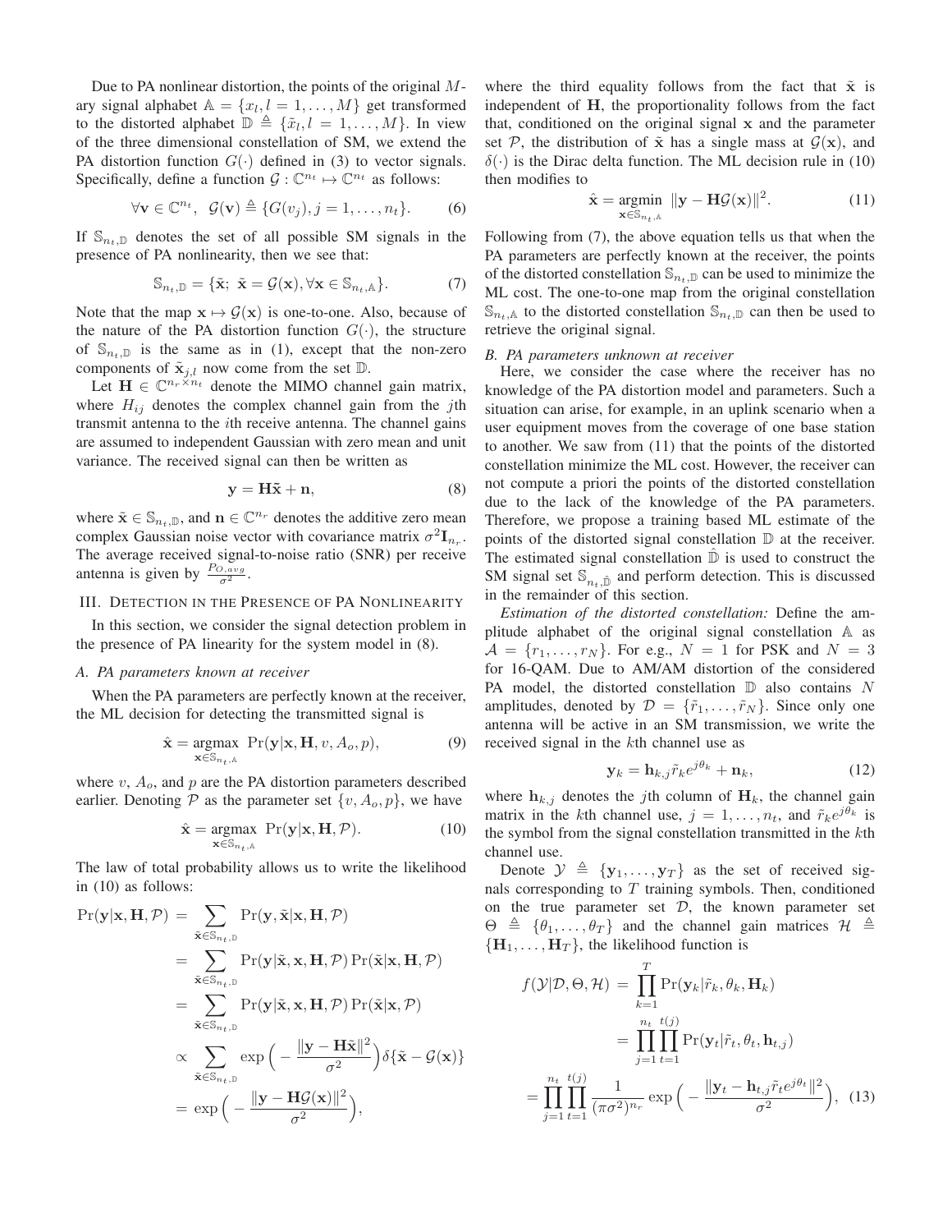Due to PA nonlinear distortion, the points of the original $M$-ary signal alphabet $\mathbb{A} = \{x_l, l = 1, \ldots, M\}$ get transformed to the distorted alphabet $\mathbb{D} \triangleq \{\tilde{x}_l, l = 1, \ldots, M\}$. In view of the three dimensional constellation of SM, we extend the PA distortion function $G(\cdot)$ defined in (3) to vector signals. Specifically, define a function $\mathcal{G} : \mathbb{C}^{n_t} \mapsto \mathbb{C}^{n_t}$ as follows:

$$\forall \mathbf{v} \in \mathbb{C}^{n_t}, \ \ \mathcal{G}(\mathbf{v}) \triangleq \{G(v_j), j = 1, \ldots, n_t\}. \tag{6}$$

If $\mathbb{S}_{n_t,\mathbb{D}}$ denotes the set of all possible SM signals in the presence of PA nonlinearity, then we see that:

$$\mathbb{S}_{n_t,\mathbb{D}} = \{\tilde{\mathbf{x}}; \ \tilde{\mathbf{x}} = \mathcal{G}(\mathbf{x}), \forall \mathbf{x} \in \mathbb{S}_{n_t,\mathbb{A}}\}. \tag{7}$$

Note that the map $\mathbf{x} \mapsto \mathcal{G}(\mathbf{x})$ is one-to-one. Also, because of the nature of the PA distortion function $G(\cdot)$, the structure of $\mathbb{S}_{n_t,\mathbb{D}}$ is the same as in (1), except that the non-zero components of $\tilde{\mathbf{x}}_{j,l}$ now come from the set $\mathbb{D}$.

Let $\mathbf{H} \in \mathbb{C}^{n_r \times n_t}$ denote the MIMO channel gain matrix, where $H_{ij}$ denotes the complex channel gain from the $j$th transmit antenna to the $i$th receive antenna. The channel gains are assumed to independent Gaussian with zero mean and unit variance. The received signal can then be written as

$$\mathbf{y} = \mathbf{H}\tilde{\mathbf{x}} + \mathbf{n}, \tag{8}$$

where $\tilde{\mathbf{x}} \in \mathbb{S}_{n_t,\mathbb{D}}$, and $\mathbf{n} \in \mathbb{C}^{n_r}$ denotes the additive zero mean complex Gaussian noise vector with covariance matrix $\sigma^2 \mathbf{I}_{n_r}$. The average received signal-to-noise ratio (SNR) per receive antenna is given by $\frac{P_{O,avg}}{\sigma^2}$.

## III. Detection in the Presence of PA Nonlinearity

In this section, we consider the signal detection problem in the presence of PA linearity for the system model in (8).

### A. PA parameters known at receiver

When the PA parameters are perfectly known at the receiver, the ML decision for detecting the transmitted signal is

$$\hat{\mathbf{x}} = \underset{\mathbf{x} \in \mathbb{S}_{n_t,\mathbb{A}}}{\operatorname{argmax}} \ \Pr(\mathbf{y}|\mathbf{x}, \mathbf{H}, v, A_o, p), \tag{9}$$

where $v$, $A_o$, and $p$ are the PA distortion parameters described earlier. Denoting $\mathcal{P}$ as the parameter set $\{v, A_o, p\}$, we have

$$\hat{\mathbf{x}} = \underset{\mathbf{x} \in \mathbb{S}_{n_t,\mathbb{A}}}{\operatorname{argmax}} \ \Pr(\mathbf{y}|\mathbf{x}, \mathbf{H}, \mathcal{P}). \tag{10}$$

The law of total probability allows us to write the likelihood in (10) as follows:

$$\begin{aligned}
\Pr(\mathbf{y}|\mathbf{x}, \mathbf{H}, \mathcal{P}) &= \sum_{\tilde{\mathbf{x}} \in \mathbb{S}_{n_t,\mathbb{D}}} \Pr(\mathbf{y}, \tilde{\mathbf{x}}|\mathbf{x}, \mathbf{H}, \mathcal{P}) \\
&= \sum_{\tilde{\mathbf{x}} \in \mathbb{S}_{n_t,\mathbb{D}}} \Pr(\mathbf{y}|\tilde{\mathbf{x}}, \mathbf{x}, \mathbf{H}, \mathcal{P}) \Pr(\tilde{\mathbf{x}}|\mathbf{x}, \mathbf{H}, \mathcal{P}) \\
&= \sum_{\tilde{\mathbf{x}} \in \mathbb{S}_{n_t,\mathbb{D}}} \Pr(\mathbf{y}|\tilde{\mathbf{x}}, \mathbf{x}, \mathbf{H}, \mathcal{P}) \Pr(\tilde{\mathbf{x}}|\mathbf{x}, \mathcal{P}) \\
&\propto \sum_{\tilde{\mathbf{x}} \in \mathbb{S}_{n_t,\mathbb{D}}} \exp\Big( - \frac{\|\mathbf{y} - \mathbf{H}\tilde{\mathbf{x}}\|^2}{\sigma^2} \Big) \delta\{\tilde{\mathbf{x}} - \mathcal{G}(\mathbf{x})\} \\
&= \exp\Big( - \frac{\|\mathbf{y} - \mathbf{H}\mathcal{G}(\mathbf{x})\|^2}{\sigma^2} \Big),
\end{aligned}$$

where the third equality follows from the fact that $\tilde{\mathbf{x}}$ is independent of $\mathbf{H}$, the proportionality follows from the fact that, conditioned on the original signal $\mathbf{x}$ and the parameter set $\mathcal{P}$, the distribution of $\tilde{\mathbf{x}}$ has a single mass at $\mathcal{G}(\mathbf{x})$, and $\delta(\cdot)$ is the Dirac delta function. The ML decision rule in (10) then modifies to

$$\hat{\mathbf{x}} = \underset{\mathbf{x} \in \mathbb{S}_{n_t,\mathbb{A}}}{\operatorname{argmin}} \ \|\mathbf{y} - \mathbf{H}\mathcal{G}(\mathbf{x})\|^2. \tag{11}$$

Following from (7), the above equation tells us that when the PA parameters are perfectly known at the receiver, the points of the distorted constellation $\mathbb{S}_{n_t,\mathbb{D}}$ can be used to minimize the ML cost. The one-to-one map from the original constellation $\mathbb{S}_{n_t,\mathbb{A}}$ to the distorted constellation $\mathbb{S}_{n_t,\mathbb{D}}$ can then be used to retrieve the original signal.

### B. PA parameters unknown at receiver

Here, we consider the case where the receiver has no knowledge of the PA distortion model and parameters. Such a situation can arise, for example, in an uplink scenario when a user equipment moves from the coverage of one base station to another. We saw from (11) that the points of the distorted constellation minimize the ML cost. However, the receiver can not compute a priori the points of the distorted constellation due to the lack of the knowledge of the PA parameters. Therefore, we propose a training based ML estimate of the points of the distorted signal constellation $\mathbb{D}$ at the receiver. The estimated signal constellation $\hat{\mathbb{D}}$ is used to construct the SM signal set $\mathbb{S}_{n_t,\hat{\mathbb{D}}}$ and perform detection. This is discussed in the remainder of this section.

*Estimation of the distorted constellation:* Define the amplitude alphabet of the original signal constellation $\mathbb{A}$ as $\mathcal{A} = \{r_1, \ldots, r_N\}$. For e.g., $N = 1$ for PSK and $N = 3$ for 16-QAM. Due to AM/AM distortion of the considered PA model, the distorted constellation $\mathbb{D}$ also contains $N$ amplitudes, denoted by $\mathcal{D} = \{\tilde{r}_1, \ldots, \tilde{r}_N\}$. Since only one antenna will be active in an SM transmission, we write the received signal in the $k$th channel use as

$$\mathbf{y}_k = \mathbf{h}_{k,j} \tilde{r}_k e^{j\theta_k} + \mathbf{n}_k, \tag{12}$$

where $\mathbf{h}_{k,j}$ denotes the $j$th column of $\mathbf{H}_k$, the channel gain matrix in the $k$th channel use, $j = 1, \ldots, n_t$, and $\tilde{r}_k e^{j\theta_k}$ is the symbol from the signal constellation transmitted in the $k$th channel use.

Denote $\mathcal{Y} \triangleq \{\mathbf{y}_1, \ldots, \mathbf{y}_T\}$ as the set of received signals corresponding to $T$ training symbols. Then, conditioned on the true parameter set $\mathcal{D}$, the known parameter set $\Theta \triangleq \{\theta_1, \ldots, \theta_T\}$ and the channel gain matrices $\mathcal{H} \triangleq \{\mathbf{H}_1, \ldots, \mathbf{H}_T\}$, the likelihood function is

$$\begin{aligned}
f(\mathcal{Y}|\mathcal{D}, \Theta, \mathcal{H}) &= \prod_{k=1}^{T} \Pr(\mathbf{y}_k|\tilde{r}_k, \theta_k, \mathbf{H}_k) \\
&= \prod_{j=1}^{n_t} \prod_{t=1}^{t(j)} \Pr(\mathbf{y}_t|\tilde{r}_t, \theta_t, \mathbf{h}_{t,j}) \\
&= \prod_{j=1}^{n_t} \prod_{t=1}^{t(j)} \frac{1}{(\pi\sigma^2)^{n_r}} \exp\Big( - \frac{\|\mathbf{y}_t - \mathbf{h}_{t,j}\tilde{r}_t e^{j\theta_t}\|^2}{\sigma^2} \Big),
\end{aligned} \tag{13}$$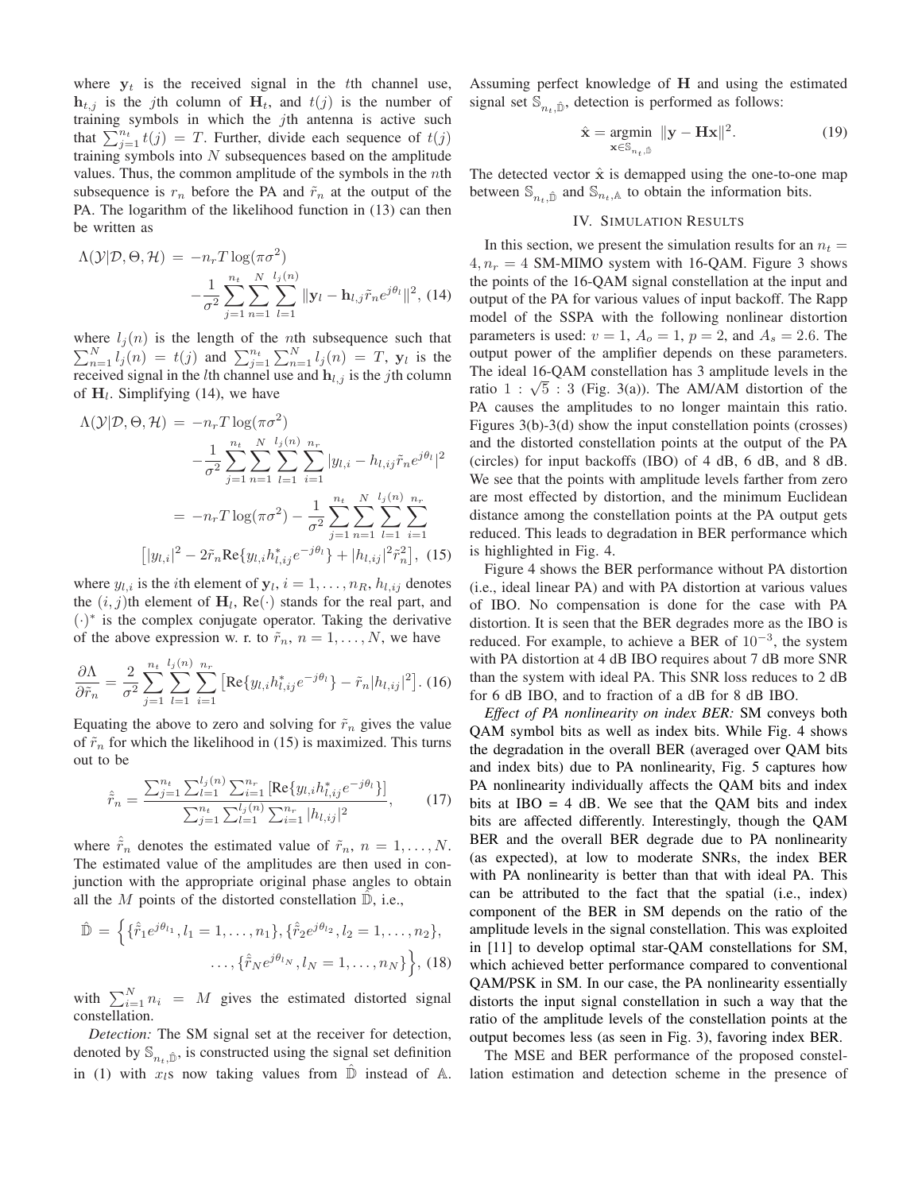where $\mathbf{y}_t$ is the received signal in the $t$th channel use, $\mathbf{h}_{t,j}$ is the $j$th column of $\mathbf{H}_t$, and $t(j)$ is the number of training symbols in which the $j$th antenna is active such that $\sum_{j=1}^{n_t} t(j) = T$. Further, divide each sequence of $t(j)$ training symbols into $N$ subsequences based on the amplitude values. Thus, the common amplitude of the symbols in the $n$th subsequence is $r_n$ before the PA and $\tilde{r}_n$ at the output of the PA. The logarithm of the likelihood function in (13) can then be written as

$$\Lambda(\mathcal{Y}|\mathcal{D},\Theta,\mathcal{H}) = -n_r T \log(\pi\sigma^2) - \frac{1}{\sigma^2}\sum_{j=1}^{n_t}\sum_{n=1}^{N}\sum_{l=1}^{l_j(n)} \|\mathbf{y}_l - \mathbf{h}_{l,j}\tilde{r}_n e^{j\theta_l}\|^2, \quad (14)$$

where $l_j(n)$ is the length of the $n$th subsequence such that $\sum_{n=1}^{N} l_j(n) = t(j)$ and $\sum_{j=1}^{n_t}\sum_{n=1}^{N} l_j(n) = T$, $\mathbf{y}_l$ is the received signal in the $l$th channel use and $\mathbf{h}_{l,j}$ is the $j$th column of $\mathbf{H}_l$. Simplifying (14), we have

$$\begin{aligned}\Lambda(\mathcal{Y}|\mathcal{D},\Theta,\mathcal{H}) &= -n_r T \log(\pi\sigma^2) - \frac{1}{\sigma^2}\sum_{j=1}^{n_t}\sum_{n=1}^{N}\sum_{l=1}^{l_j(n)}\sum_{i=1}^{n_r} |y_{l,i} - h_{l,ij}\tilde{r}_n e^{j\theta_l}|^2 \\ &= -n_r T \log(\pi\sigma^2) - \frac{1}{\sigma^2}\sum_{j=1}^{n_t}\sum_{n=1}^{N}\sum_{l=1}^{l_j(n)}\sum_{i=1}^{n_r} \\ &\quad \left[|y_{l,i}|^2 - 2\tilde{r}_n \text{Re}\{y_{l,i}h_{l,ij}^* e^{-j\theta_l}\} + |h_{l,ij}|^2\tilde{r}_n^2\right], \quad (15)\end{aligned}$$

where $y_{l,i}$ is the $i$th element of $\mathbf{y}_l$, $i = 1,\ldots,n_R$, $h_{l,ij}$ denotes the $(i,j)$th element of $\mathbf{H}_l$, $\text{Re}(\cdot)$ stands for the real part, and $(\cdot)^*$ is the complex conjugate operator. Taking the derivative of the above expression w. r. to $\tilde{r}_n$, $n = 1,\ldots,N$, we have

$$\frac{\partial\Lambda}{\partial\tilde{r}_n} = \frac{2}{\sigma^2}\sum_{j=1}^{n_t}\sum_{l=1}^{l_j(n)}\sum_{i=1}^{n_r}\left[\text{Re}\{y_{l,i}h_{l,ij}^* e^{-j\theta_l}\} - \tilde{r}_n|h_{l,ij}|^2\right]. \quad (16)$$

Equating the above to zero and solving for $\tilde{r}_n$ gives the value of $\tilde{r}_n$ for which the likelihood in (15) is maximized. This turns out to be

$$\hat{\tilde{r}}_n = \frac{\sum_{j=1}^{n_t}\sum_{l=1}^{l_j(n)}\sum_{i=1}^{n_r}\left[\text{Re}\{y_{l,i}h_{l,ij}^* e^{-j\theta_l}\}\right]}{\sum_{j=1}^{n_t}\sum_{l=1}^{l_j(n)}\sum_{i=1}^{n_r}|h_{l,ij}|^2}, \quad (17)$$

where $\hat{\tilde{r}}_n$ denotes the estimated value of $\tilde{r}_n$, $n = 1,\ldots,N$. The estimated value of the amplitudes are then used in conjunction with the appropriate original phase angles to obtain all the $M$ points of the distorted constellation $\hat{\mathbb{D}}$, i.e.,

$$\hat{\mathbb{D}} = \Big\{\{\hat{\tilde{r}}_1 e^{j\theta_{l_1}}, l_1 = 1,\ldots,n_1\}, \{\hat{\tilde{r}}_2 e^{j\theta_{l_2}}, l_2 = 1,\ldots,n_2\}, \ldots, \{\hat{\tilde{r}}_N e^{j\theta_{l_N}}, l_N = 1,\ldots,n_N\}\Big\}, \quad (18)$$

with $\sum_{i=1}^{N} n_i = M$ gives the estimated distorted signal constellation.

*Detection:* The SM signal set at the receiver for detection, denoted by $\mathbb{S}_{n_t,\hat{\mathbb{D}}}$, is constructed using the signal set definition in (1) with $x_l$s now taking values from $\hat{\mathbb{D}}$ instead of $\mathbb{A}$. Assuming perfect knowledge of $\mathbf{H}$ and using the estimated signal set $\mathbb{S}_{n_t,\hat{\mathbb{D}}}$, detection is performed as follows:

$$\hat{\mathbf{x}} = \underset{\mathbf{x}\in\mathbb{S}_{n_t,\hat{\mathbb{D}}}}{\text{argmin}} \ \|\mathbf{y} - \mathbf{H}\mathbf{x}\|^2. \quad (19)$$

The detected vector $\hat{\mathbf{x}}$ is demapped using the one-to-one map between $\mathbb{S}_{n_t,\hat{\mathbb{D}}}$ and $\mathbb{S}_{n_t,\mathbb{A}}$ to obtain the information bits.

## IV. Simulation Results

In this section, we present the simulation results for an $n_t = 4, n_r = 4$ SM-MIMO system with 16-QAM. Figure 3 shows the points of the 16-QAM signal constellation at the input and output of the PA for various values of input backoff. The Rapp model of the SSPA with the following nonlinear distortion parameters is used: $v = 1$, $A_o = 1$, $p = 2$, and $A_s = 2.6$. The output power of the amplifier depends on these parameters. The ideal 16-QAM constellation has 3 amplitude levels in the ratio $1 : \sqrt{5} : 3$ (Fig. 3(a)). The AM/AM distortion of the PA causes the amplitudes to no longer maintain this ratio. Figures 3(b)-3(d) show the input constellation points (crosses) and the distorted constellation points at the output of the PA (circles) for input backoffs (IBO) of 4 dB, 6 dB, and 8 dB. We see that the points with amplitude levels farther from zero are most effected by distortion, and the minimum Euclidean distance among the constellation points at the PA output gets reduced. This leads to degradation in BER performance which is highlighted in Fig. 4.

Figure 4 shows the BER performance without PA distortion (i.e., ideal linear PA) and with PA distortion at various values of IBO. No compensation is done for the case with PA distortion. It is seen that the BER degrades more as the IBO is reduced. For example, to achieve a BER of $10^{-3}$, the system with PA distortion at 4 dB IBO requires about 7 dB more SNR than the system with ideal PA. This SNR loss reduces to 2 dB for 6 dB IBO, and to fraction of a dB for 8 dB IBO.

*Effect of PA nonlinearity on index BER:* SM conveys both QAM symbol bits as well as index bits. While Fig. 4 shows the degradation in the overall BER (averaged over QAM bits and index bits) due to PA nonlinearity, Fig. 5 captures how PA nonlinearity individually affects the QAM bits and index bits at IBO = 4 dB. We see that the QAM bits and index bits are affected differently. Interestingly, though the QAM BER and the overall BER degrade due to PA nonlinearity (as expected), at low to moderate SNRs, the index BER with PA nonlinearity is better than that with ideal PA. This can be attributed to the fact that the spatial (i.e., index) component of the BER in SM depends on the ratio of the amplitude levels in the signal constellation. This was exploited in [11] to develop optimal star-QAM constellations for SM, which achieved better performance compared to conventional QAM/PSK in SM. In our case, the PA nonlinearity essentially distorts the input signal constellation in such a way that the ratio of the amplitude levels of the constellation points at the output becomes less (as seen in Fig. 3), favoring index BER.

The MSE and BER performance of the proposed constellation estimation and detection scheme in the presence of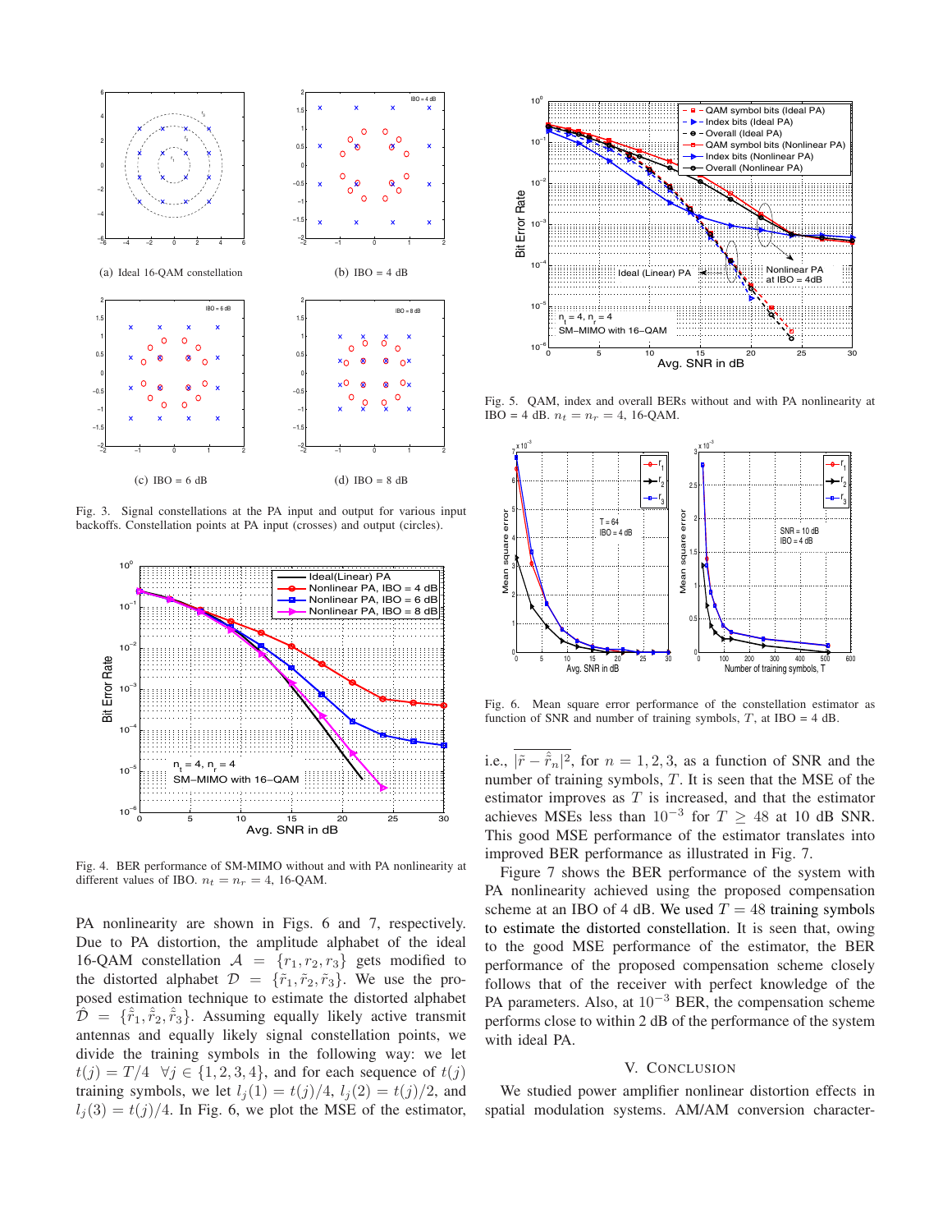Fig. 3. Signal constellations at the PA input and output for various input backoffs. Constellation points at PA input (crosses) and output (circles).

(a) Ideal 16-QAM constellation

(b) IBO = 4 dB

(c) IBO = 6 dB

(d) IBO = 8 dB

Fig. 4. BER performance of SM-MIMO without and with PA nonlinearity at different values of IBO. $n_t = n_r = 4$, 16-QAM.

PA nonlinearity are shown in Figs. 6 and 7, respectively. Due to PA distortion, the amplitude alphabet of the ideal 16-QAM constellation $\mathcal{A} = \{r_1, r_2, r_3\}$ gets modified to the distorted alphabet $\mathcal{D} = \{\tilde{r}_1, \tilde{r}_2, \tilde{r}_3\}$. We use the proposed estimation technique to estimate the distorted alphabet $\hat{\mathcal{D}} = \{\hat{\tilde{r}}_1, \hat{\tilde{r}}_2, \hat{\tilde{r}}_3\}$. Assuming equally likely active transmit antennas and equally likely signal constellation points, we divide the training symbols in the following way: we let $t(j) = T/4 \;\; \forall j \in \{1, 2, 3, 4\}$, and for each sequence of $t(j)$ training symbols, we let $l_j(1) = t(j)/4$, $l_j(2) = t(j)/2$, and $l_j(3) = t(j)/4$. In Fig. 6, we plot the MSE of the estimator, i.e., $\overline{|\tilde{r} - \hat{\tilde{r}}_n|^2}$, for $n = 1, 2, 3$, as a function of SNR and the number of training symbols, $T$. It is seen that the MSE of the estimator improves as $T$ is increased, and that the estimator achieves MSEs less than $10^{-3}$ for $T \geq 48$ at 10 dB SNR. This good MSE performance of the estimator translates into improved BER performance as illustrated in Fig. 7.

Fig. 5. QAM, index and overall BERs without and with PA nonlinearity at IBO = 4 dB. $n_t = n_r = 4$, 16-QAM.

Fig. 6. Mean square error performance of the constellation estimator as function of SNR and number of training symbols, $T$, at IBO = 4 dB.

Figure 7 shows the BER performance of the system with PA nonlinearity achieved using the proposed compensation scheme at an IBO of 4 dB. We used $T = 48$ training symbols to estimate the distorted constellation. It is seen that, owing to the good MSE performance of the estimator, the BER performance of the proposed compensation scheme closely follows that of the receiver with perfect knowledge of the PA parameters. Also, at $10^{-3}$ BER, the compensation scheme performs close to within 2 dB of the performance of the system with ideal PA.

## V. Conclusion

We studied power amplifier nonlinear distortion effects in spatial modulation systems. AM/AM conversion character-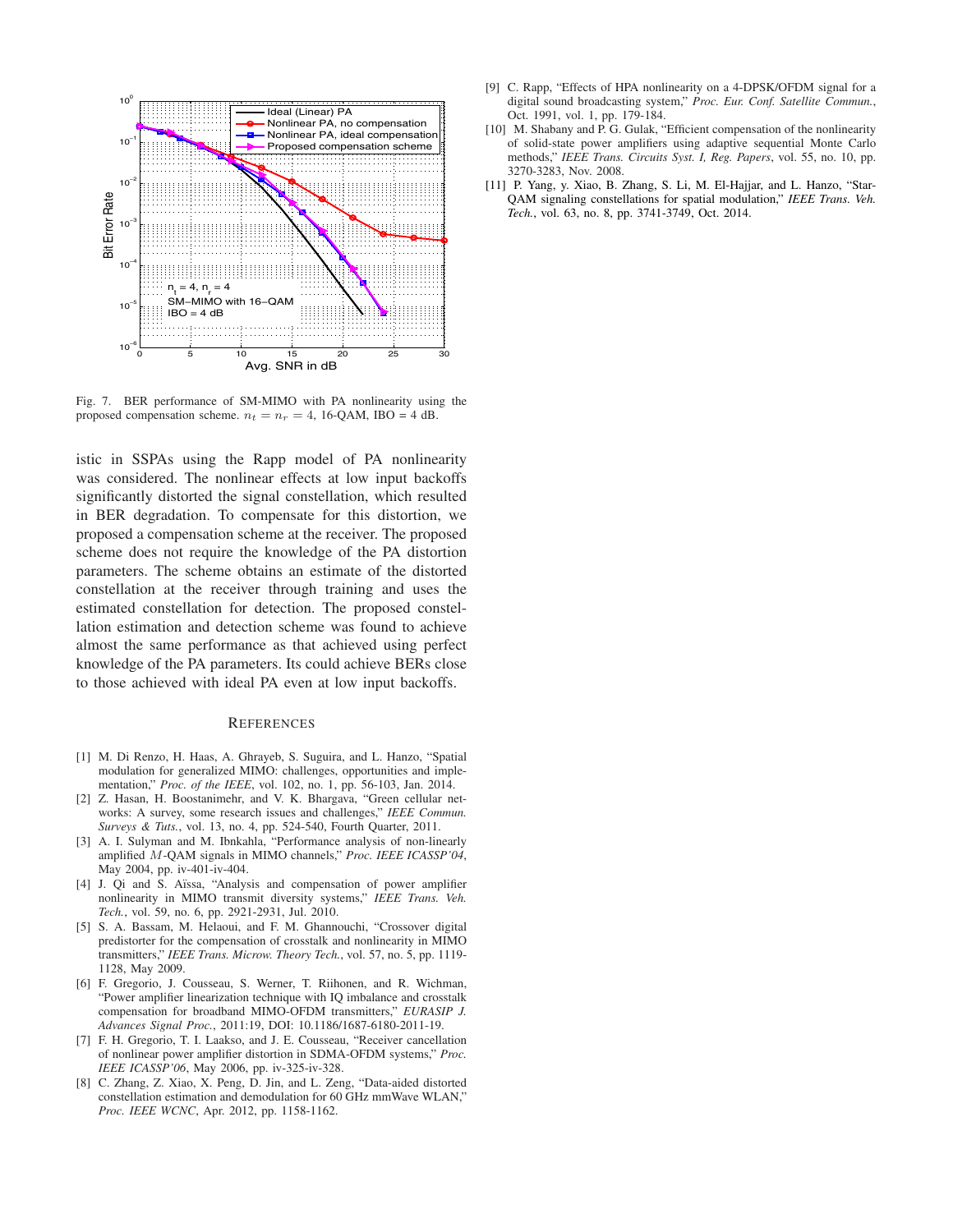Bit Error Rate

Avg. SNR in dB

Ideal (Linear) PA
Nonlinear PA, no compensation
Nonlinear PA, ideal compensation
Proposed compensation scheme

$n_t = 4$, $n_r = 4$
SM−MIMO with 16−QAM
IBO = 4 dB

$10^0$
$10^{-1}$
$10^{-2}$
$10^{-3}$
$10^{-4}$
$10^{-5}$
$10^{-6}$

0 5 10 15 20 25 30

Fig. 7. BER performance of SM-MIMO with PA nonlinearity using the proposed compensation scheme. $n_t = n_r = 4$, 16-QAM, IBO = 4 dB.

istic in SSPAs using the Rapp model of PA nonlinearity was considered. The nonlinear effects at low input backoffs significantly distorted the signal constellation, which resulted in BER degradation. To compensate for this distortion, we proposed a compensation scheme at the receiver. The proposed scheme does not require the knowledge of the PA distortion parameters. The scheme obtains an estimate of the distorted constellation at the receiver through training and uses the estimated constellation for detection. The proposed constellation estimation and detection scheme was found to achieve almost the same performance as that achieved using perfect knowledge of the PA parameters. Its could achieve BERs close to those achieved with ideal PA even at low input backoffs.

## REFERENCES

[1] M. Di Renzo, H. Haas, A. Ghrayeb, S. Suguira, and L. Hanzo, "Spatial modulation for generalized MIMO: challenges, opportunities and implementation," *Proc. of the IEEE*, vol. 102, no. 1, pp. 56-103, Jan. 2014.

[2] Z. Hasan, H. Boostanimehr, and V. K. Bhargava, "Green cellular networks: A survey, some research issues and challenges," *IEEE Commun. Surveys & Tuts.*, vol. 13, no. 4, pp. 524-540, Fourth Quarter, 2011.

[3] A. I. Sulyman and M. Ibnkahla, "Performance analysis of non-linearly amplified $M$-QAM signals in MIMO channels," *Proc. IEEE ICASSP'04*, May 2004, pp. iv-401-iv-404.

[4] J. Qi and S. Aïssa, "Analysis and compensation of power amplifier nonlinearity in MIMO transmit diversity systems," *IEEE Trans. Veh. Tech.*, vol. 59, no. 6, pp. 2921-2931, Jul. 2010.

[5] S. A. Bassam, M. Helaoui, and F. M. Ghannouchi, "Crossover digital predistorter for the compensation of crosstalk and nonlinearity in MIMO transmitters," *IEEE Trans. Microw. Theory Tech.*, vol. 57, no. 5, pp. 1119-1128, May 2009.

[6] F. Gregorio, J. Cousseau, S. Werner, T. Riihonen, and R. Wichman, "Power amplifier linearization technique with IQ imbalance and crosstalk compensation for broadband MIMO-OFDM transmitters," *EURASIP J. Advances Signal Proc.*, 2011:19, DOI: 10.1186/1687-6180-2011-19.

[7] F. H. Gregorio, T. I. Laakso, and J. E. Cousseau, "Receiver cancellation of nonlinear power amplifier distortion in SDMA-OFDM systems," *Proc. IEEE ICASSP'06*, May 2006, pp. iv-325-iv-328.

[8] C. Zhang, Z. Xiao, X. Peng, D. Jin, and L. Zeng, "Data-aided distorted constellation estimation and demodulation for 60 GHz mmWave WLAN," *Proc. IEEE WCNC*, Apr. 2012, pp. 1158-1162.

[9] C. Rapp, "Effects of HPA nonlinearity on a 4-DPSK/OFDM signal for a digital sound broadcasting system," *Proc. Eur. Conf. Satellite Commun.*, Oct. 1991, vol. 1, pp. 179-184.

[10] M. Shabany and P. G. Gulak, "Efficient compensation of the nonlinearity of solid-state power amplifiers using adaptive sequential Monte Carlo methods," *IEEE Trans. Circuits Syst. I, Reg. Papers*, vol. 55, no. 10, pp. 3270-3283, Nov. 2008.

[11] P. Yang, y. Xiao, B. Zhang, S. Li, M. El-Hajjar, and L. Hanzo, "Star-QAM signaling constellations for spatial modulation," *IEEE Trans. Veh. Tech.*, vol. 63, no. 8, pp. 3741-3749, Oct. 2014.